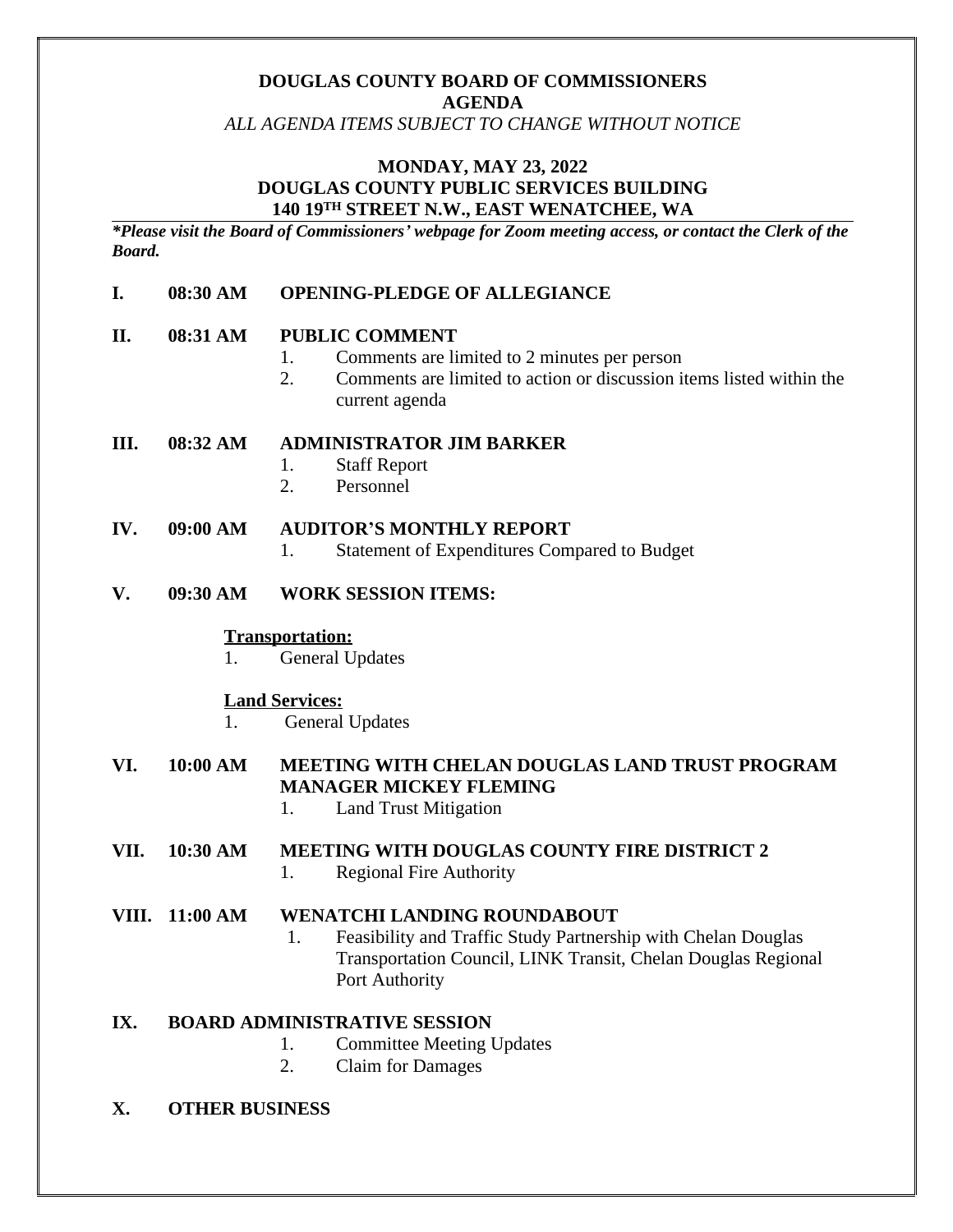**DOUGLAS COUNTY BOARD OF COMMISSIONERS**
**AGENDA**
*ALL AGENDA ITEMS SUBJECT TO CHANGE WITHOUT NOTICE*

**MONDAY, MAY 23, 2022**
**DOUGLAS COUNTY PUBLIC SERVICES BUILDING**
**140 19TH STREET N.W., EAST WENATCHEE, WA**

***Please visit the Board of Commissioners' webpage for Zoom meeting access, or contact the Clerk of the Board.***

**I. 08:30 AM OPENING-PLEDGE OF ALLEGIANCE**

**II. 08:31 AM PUBLIC COMMENT**

1. Comments are limited to 2 minutes per person
2. Comments are limited to action or discussion items listed within the current agenda

**III. 08:32 AM ADMINISTRATOR JIM BARKER**

1. Staff Report
2. Personnel

**IV. 09:00 AM AUDITOR'S MONTHLY REPORT**

1. Statement of Expenditures Compared to Budget

**V. 09:30 AM WORK SESSION ITEMS:**

**Transportation:**

1. General Updates

**Land Services:**

1. General Updates

**VI. 10:00 AM MEETING WITH CHELAN DOUGLAS LAND TRUST PROGRAM MANAGER MICKEY FLEMING**

1. Land Trust Mitigation

**VII. 10:30 AM MEETING WITH DOUGLAS COUNTY FIRE DISTRICT 2**

1. Regional Fire Authority

**VIII. 11:00 AM WENATCHI LANDING ROUNDABOUT**

1. Feasibility and Traffic Study Partnership with Chelan Douglas Transportation Council, LINK Transit, Chelan Douglas Regional Port Authority

**IX. BOARD ADMINISTRATIVE SESSION**

1. Committee Meeting Updates
2. Claim for Damages

**X. OTHER BUSINESS**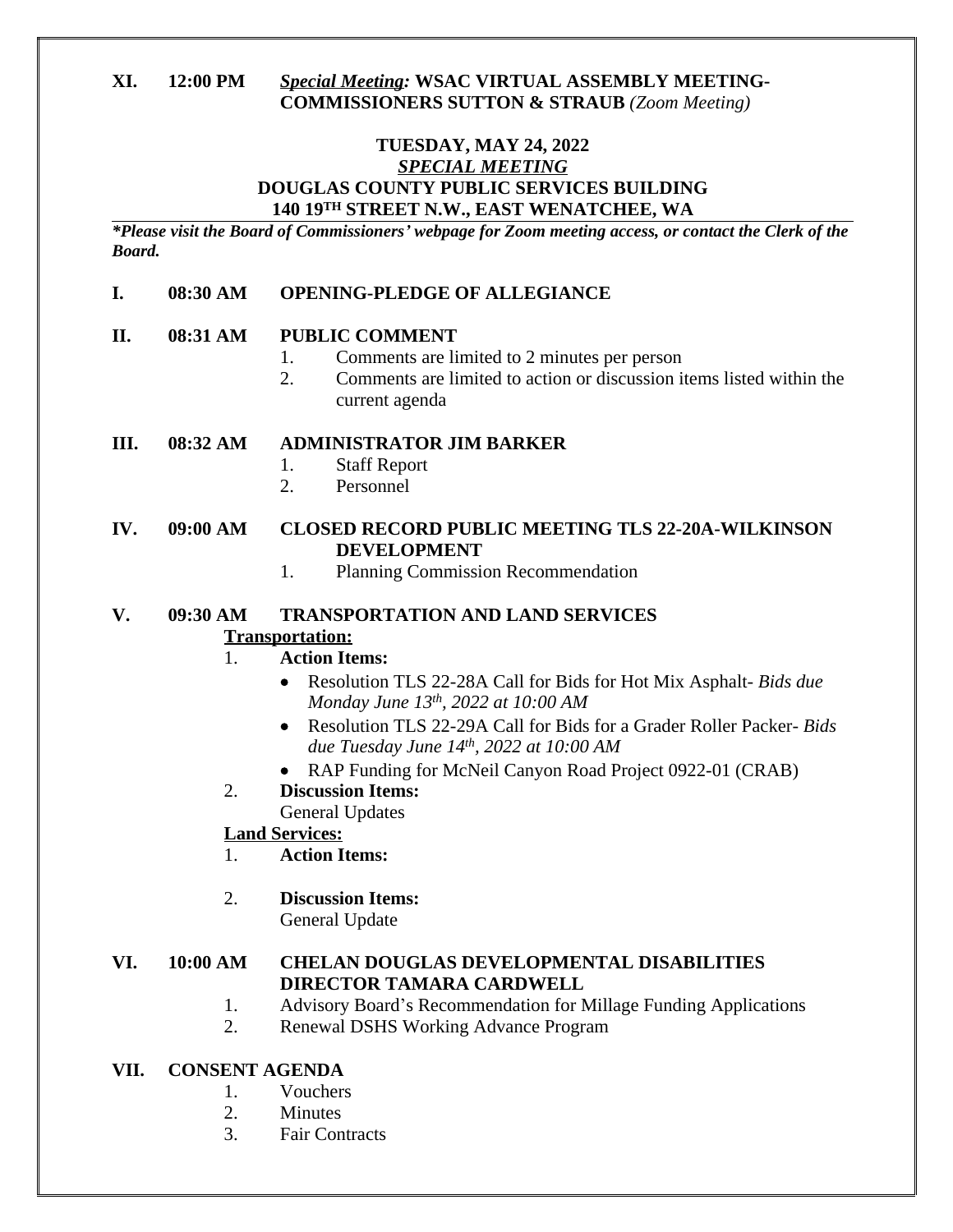**XI. 12:00 PM** ***Special Meeting:* WSAC VIRTUAL ASSEMBLY MEETING-COMMISSIONERS SUTTON & STRAUB** *(Zoom Meeting)*

**TUESDAY, MAY 24, 2022**
***SPECIAL MEETING***
**DOUGLAS COUNTY PUBLIC SERVICES BUILDING**
**140 19TH STREET N.W., EAST WENATCHEE, WA**

***Please visit the Board of Commissioners' webpage for Zoom meeting access, or contact the Clerk of the Board.***

**I. 08:30 AM OPENING-PLEDGE OF ALLEGIANCE**

**II. 08:31 AM PUBLIC COMMENT**

1. Comments are limited to 2 minutes per person
2. Comments are limited to action or discussion items listed within the current agenda

**III. 08:32 AM ADMINISTRATOR JIM BARKER**

1. Staff Report
2. Personnel

**IV. 09:00 AM CLOSED RECORD PUBLIC MEETING TLS 22-20A-WILKINSON DEVELOPMENT**

1. Planning Commission Recommendation

**V. 09:30 AM TRANSPORTATION AND LAND SERVICES**

**Transportation:**

1. **Action Items:**
   - Resolution TLS 22-28A Call for Bids for Hot Mix Asphalt- *Bids due Monday June 13th, 2022 at 10:00 AM*
   - Resolution TLS 22-29A Call for Bids for a Grader Roller Packer- *Bids due Tuesday June 14th, 2022 at 10:00 AM*
   - RAP Funding for McNeil Canyon Road Project 0922-01 (CRAB)
2. **Discussion Items:**
   General Updates

**Land Services:**

1. **Action Items:**

2. **Discussion Items:**
   General Update

**VI. 10:00 AM CHELAN DOUGLAS DEVELOPMENTAL DISABILITIES DIRECTOR TAMARA CARDWELL**

1. Advisory Board's Recommendation for Millage Funding Applications
2. Renewal DSHS Working Advance Program

**VII. CONSENT AGENDA**

1. Vouchers
2. Minutes
3. Fair Contracts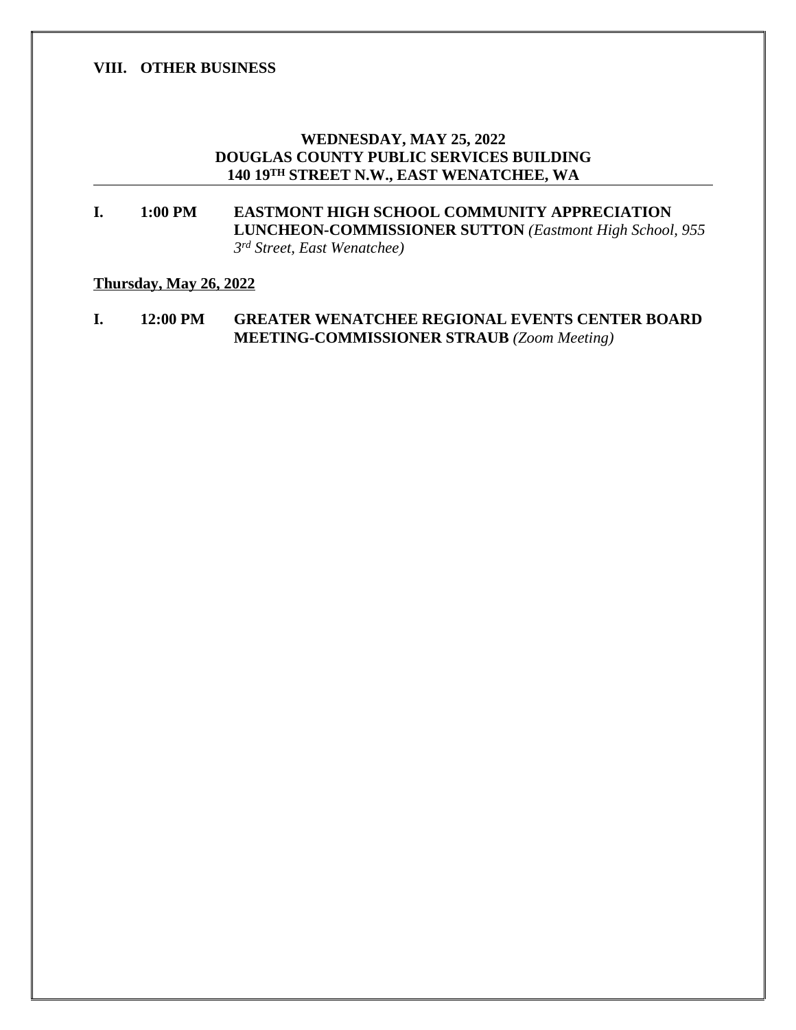**VIII. OTHER BUSINESS**

**WEDNESDAY, MAY 25, 2022**
**DOUGLAS COUNTY PUBLIC SERVICES BUILDING**
**140 19TH STREET N.W., EAST WENATCHEE, WA**

---

**I. 1:00 PM EASTMONT HIGH SCHOOL COMMUNITY APPRECIATION LUNCHEON-COMMISSIONER SUTTON** *(Eastmont High School, 955 3rd Street, East Wenatchee)*

**Thursday, May 26, 2022**

**I. 12:00 PM GREATER WENATCHEE REGIONAL EVENTS CENTER BOARD MEETING-COMMISSIONER STRAUB** *(Zoom Meeting)*